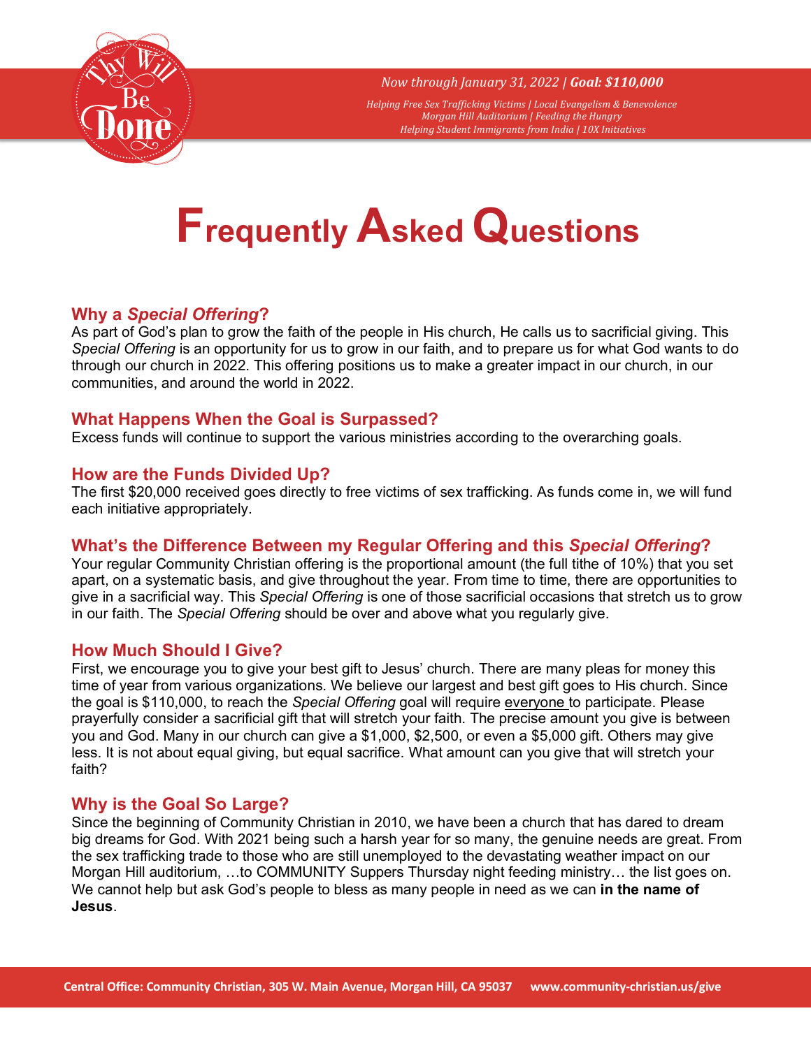Thy Will Be Done

*Now through January 31, 2022 | **Goal: $110,000***

*Helping Free Sex Trafficking Victims | Local Evangelism & Benevolence*
*Morgan Hill Auditorium | Feeding the Hungry*
*Helping Student Immigrants from India | 10X Initiatives*

# Frequently Asked Questions

## Why a *Special Offering*?

As part of God's plan to grow the faith of the people in His church, He calls us to sacrificial giving. This *Special Offering* is an opportunity for us to grow in our faith, and to prepare us for what God wants to do through our church in 2022. This offering positions us to make a greater impact in our church, in our communities, and around the world in 2022.

## What Happens When the Goal is Surpassed?

Excess funds will continue to support the various ministries according to the overarching goals.

## How are the Funds Divided Up?

The first $20,000 received goes directly to free victims of sex trafficking. As funds come in, we will fund each initiative appropriately.

## What's the Difference Between my Regular Offering and this *Special Offering*?

Your regular Community Christian offering is the proportional amount (the full tithe of 10%) that you set apart, on a systematic basis, and give throughout the year. From time to time, there are opportunities to give in a sacrificial way. This *Special Offering* is one of those sacrificial occasions that stretch us to grow in our faith. The *Special Offering* should be over and above what you regularly give.

## How Much Should I Give?

First, we encourage you to give your best gift to Jesus' church. There are many pleas for money this time of year from various organizations. We believe our largest and best gift goes to His church. Since the goal is $110,000, to reach the *Special Offering* goal will require <u>everyone</u> to participate. Please prayerfully consider a sacrificial gift that will stretch your faith. The precise amount you give is between you and God. Many in our church can give a $1,000, $2,500, or even a $5,000 gift. Others may give less. It is not about equal giving, but equal sacrifice. What amount can you give that will stretch your faith?

## Why is the Goal So Large?

Since the beginning of Community Christian in 2010, we have been a church that has dared to dream big dreams for God. With 2021 being such a harsh year for so many, the genuine needs are great. From the sex trafficking trade to those who are still unemployed to the devastating weather impact on our Morgan Hill auditorium, …to COMMUNITY Suppers Thursday night feeding ministry… the list goes on. We cannot help but ask God's people to bless as many people in need as we can **in the name of Jesus**.

**Central Office: Community Christian, 305 W. Main Avenue, Morgan Hill, CA 95037 www.community-christian.us/give**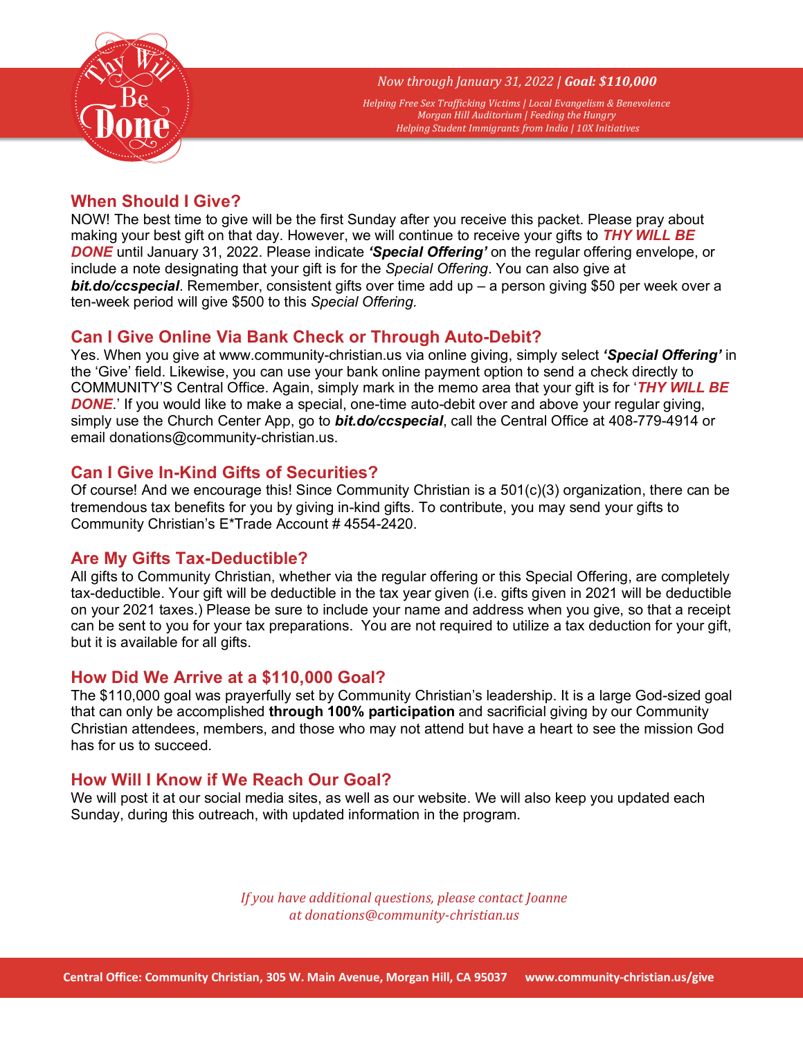Thy Will Be Done

*Now through January 31, 2022 | **Goal: $110,000***

*Helping Free Sex Trafficking Victims | Local Evangelism & Benevolence*
*Morgan Hill Auditorium | Feeding the Hungry*
*Helping Student Immigrants from India | 10X Initiatives*

## When Should I Give?

NOW! The best time to give will be the first Sunday after you receive this packet. Please pray about making your best gift on that day. However, we will continue to receive your gifts to ***THY WILL BE DONE*** until January 31, 2022. Please indicate ***'Special Offering'*** on the regular offering envelope, or include a note designating that your gift is for the *Special Offering*. You can also give at ***bit.do/ccspecial***. Remember, consistent gifts over time add up – a person giving $50 per week over a ten-week period will give $500 to this *Special Offering.*

## Can I Give Online Via Bank Check or Through Auto-Debit?

Yes. When you give at www.community-christian.us via online giving, simply select ***'Special Offering'*** in the 'Give' field. Likewise, you can use your bank online payment option to send a check directly to COMMUNITY'S Central Office. Again, simply mark in the memo area that your gift is for '***THY WILL BE DONE***.' If you would like to make a special, one-time auto-debit over and above your regular giving, simply use the Church Center App, go to ***bit.do/ccspecial***, call the Central Office at 408-779-4914 or email donations@community-christian.us.

## Can I Give In-Kind Gifts of Securities?

Of course! And we encourage this! Since Community Christian is a 501(c)(3) organization, there can be tremendous tax benefits for you by giving in-kind gifts. To contribute, you may send your gifts to Community Christian's E*Trade Account # 4554-2420.

## Are My Gifts Tax-Deductible?

All gifts to Community Christian, whether via the regular offering or this Special Offering, are completely tax-deductible. Your gift will be deductible in the tax year given (i.e. gifts given in 2021 will be deductible on your 2021 taxes.) Please be sure to include your name and address when you give, so that a receipt can be sent to you for your tax preparations. You are not required to utilize a tax deduction for your gift, but it is available for all gifts.

## How Did We Arrive at a $110,000 Goal?

The $110,000 goal was prayerfully set by Community Christian's leadership. It is a large God-sized goal that can only be accomplished **through 100% participation** and sacrificial giving by our Community Christian attendees, members, and those who may not attend but have a heart to see the mission God has for us to succeed.

## How Will I Know if We Reach Our Goal?

We will post it at our social media sites, as well as our website. We will also keep you updated each Sunday, during this outreach, with updated information in the program.

*If you have additional questions, please contact Joanne at donations@community-christian.us*

**Central Office: Community Christian, 305 W. Main Avenue, Morgan Hill, CA 95037 www.community-christian.us/give**